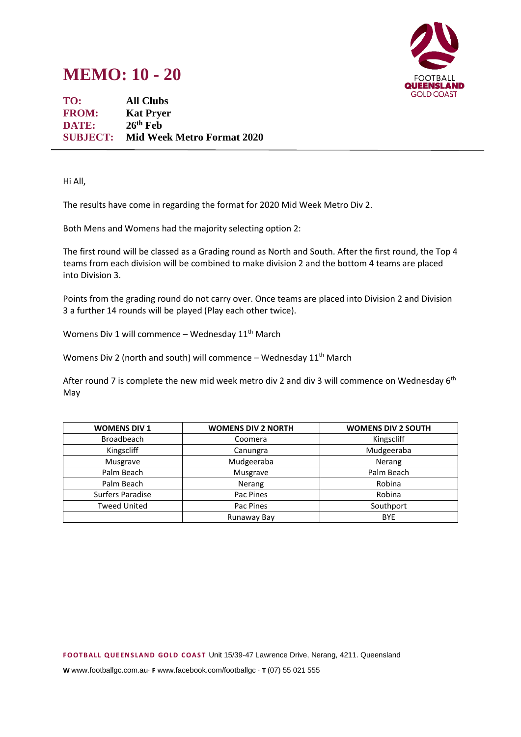# MEMO: 10 - 20

**TO:** All Clubs
**FROM:** Kat Pryer
**DATE:** 26th Feb
**SUBJECT:** Mid Week Metro Format 2020

---

Hi All,

The results have come in regarding the format for 2020 Mid Week Metro Div 2.

Both Mens and Womens had the majority selecting option 2:

The first round will be classed as a Grading round as North and South. After the first round, the Top 4 teams from each division will be combined to make division 2 and the bottom 4 teams are placed into Division 3.

Points from the grading round do not carry over. Once teams are placed into Division 2 and Division 3 a further 14 rounds will be played (Play each other twice).

Womens Div 1 will commence – Wednesday 11th March

Womens Div 2 (north and south) will commence – Wednesday 11th March

After round 7 is complete the new mid week metro div 2 and div 3 will commence on Wednesday 6th May

| WOMENS DIV 1 | WOMENS DIV 2 NORTH | WOMENS DIV 2 SOUTH |
|---|---|---|
| Broadbeach | Coomera | Kingscliff |
| Kingscliff | Canungra | Mudgeeraba |
| Musgrave | Mudgeeraba | Nerang |
| Palm Beach | Musgrave | Palm Beach |
| Palm Beach | Nerang | Robina |
| Surfers Paradise | Pac Pines | Robina |
| Tweed United | Pac Pines | Southport |
| | Runaway Bay | BYE |

**FOOTBALL QUEENSLAND GOLD COAST** Unit 15/39-47 Lawrence Drive, Nerang, 4211. Queensland

**W** www.footballgc.com.au · **F** www.facebook.com/footballgc · **T** (07) 55 021 555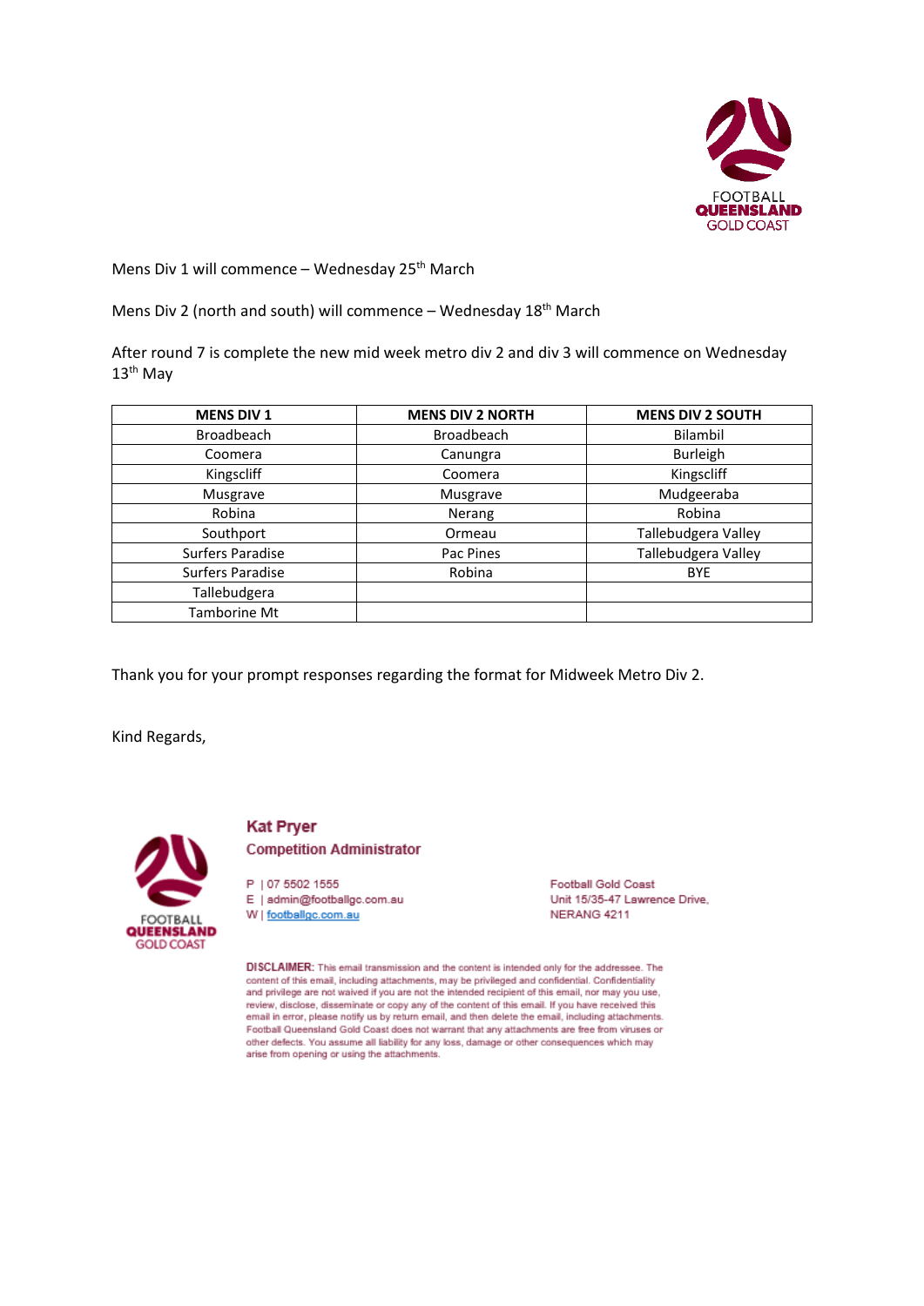Mens Div 1 will commence – Wednesday 25th March

Mens Div 2 (north and south) will commence – Wednesday 18th March

After round 7 is complete the new mid week metro div 2 and div 3 will commence on Wednesday 13th May

| MENS DIV 1 | MENS DIV 2 NORTH | MENS DIV 2 SOUTH |
|---|---|---|
| Broadbeach | Broadbeach | Bilambil |
| Coomera | Canungra | Burleigh |
| Kingscliff | Coomera | Kingscliff |
| Musgrave | Musgrave | Mudgeeraba |
| Robina | Nerang | Robina |
| Southport | Ormeau | Tallebudgera Valley |
| Surfers Paradise | Pac Pines | Tallebudgera Valley |
| Surfers Paradise | Robina | BYE |
| Tallebudgera | | |
| Tamborine Mt | | |

Thank you for your prompt responses regarding the format for Midweek Metro Div 2.

Kind Regards,

**Kat Pryer**
**Competition Administrator**

P | 07 5502 1555
E | admin@footballgc.com.au
W | footballgc.com.au

Football Gold Coast
Unit 15/35-47 Lawrence Drive,
NERANG 4211

**DISCLAIMER:** This email transmission and the content is intended only for the addressee. The content of this email, including attachments, may be privileged and confidential. Confidentiality and privilege are not waived if you are not the intended recipient of this email, nor may you use, review, disclose, disseminate or copy any of the content of this email. If you have received this email in error, please notify us by return email, and then delete the email, including attachments. Football Queensland Gold Coast does not warrant that any attachments are free from viruses or other defects. You assume all liability for any loss, damage or other consequences which may arise from opening or using the attachments.